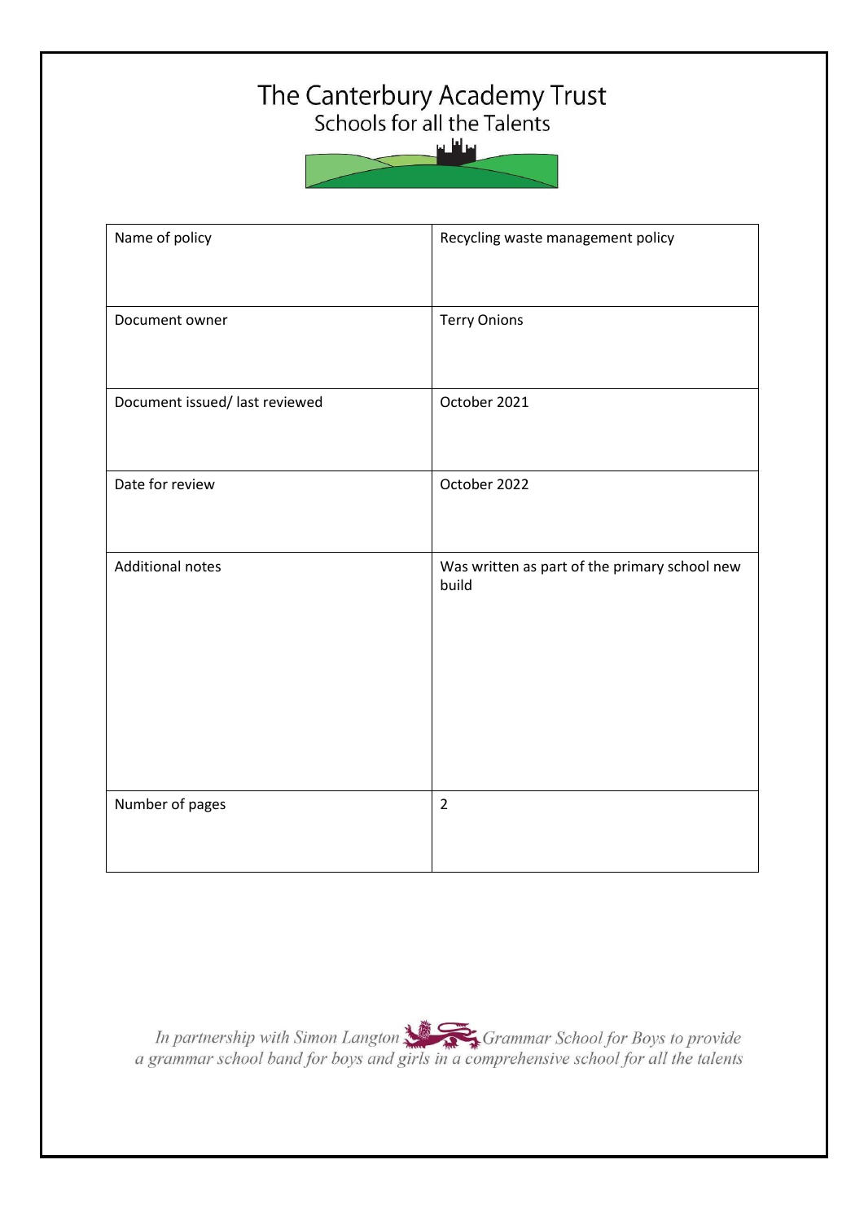# The Canterbury Academy Trust

Schools for all the Talents

| Name of policy | Recycling waste management policy |
|---|---|
| Document owner | Terry Onions |
| Document issued/ last reviewed | October 2021 |
| Date for review | October 2022 |
| Additional notes | Was written as part of the primary school new build |
| Number of pages | 2 |

*In partnership with Simon Langton Grammar School for Boys to provide a grammar school band for boys and girls in a comprehensive school for all the talents*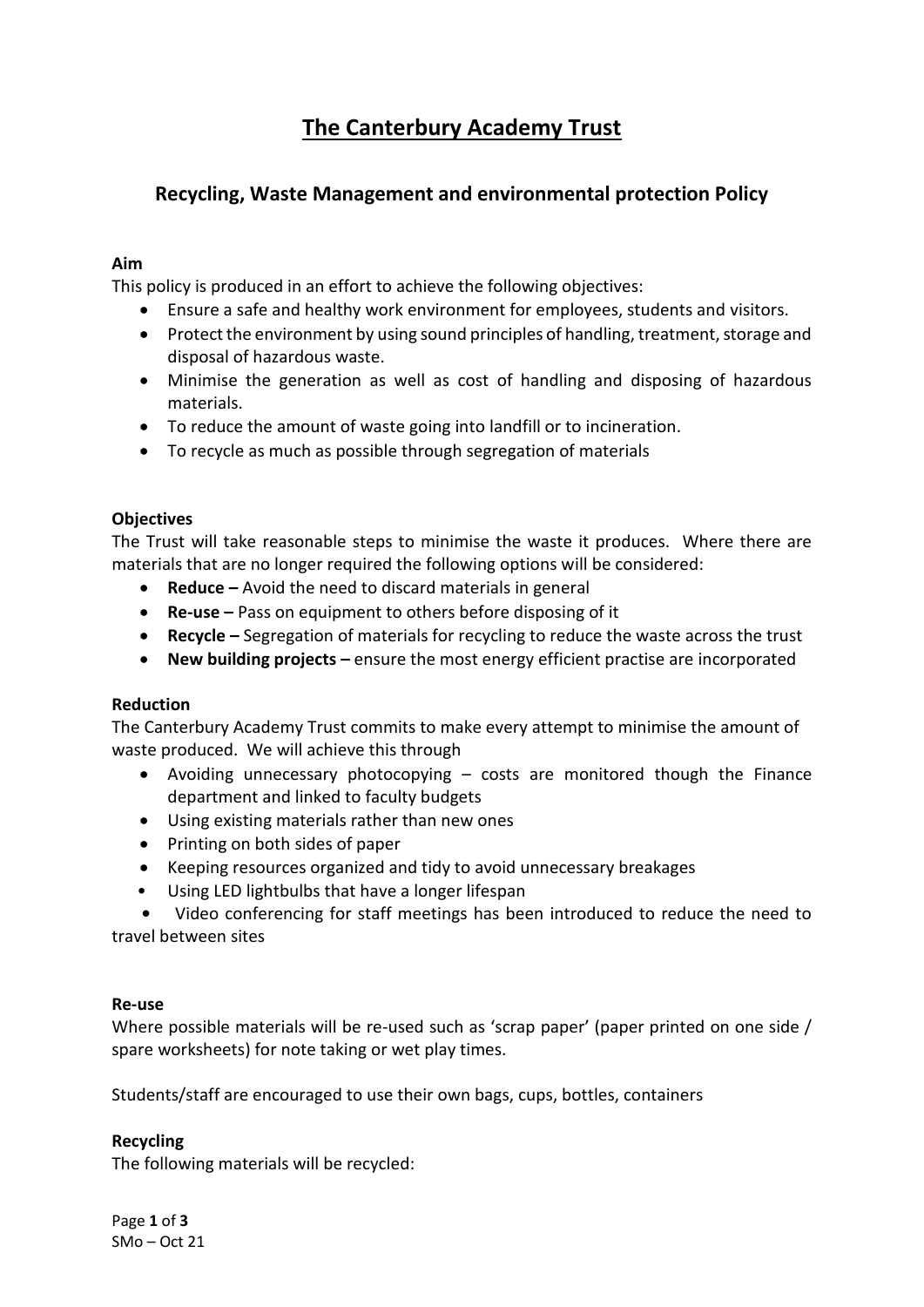# The Canterbury Academy Trust

## Recycling, Waste Management and environmental protection Policy

**Aim**

This policy is produced in an effort to achieve the following objectives:

- Ensure a safe and healthy work environment for employees, students and visitors.
- Protect the environment by using sound principles of handling, treatment, storage and disposal of hazardous waste.
- Minimise the generation as well as cost of handling and disposing of hazardous materials.
- To reduce the amount of waste going into landfill or to incineration.
- To recycle as much as possible through segregation of materials

**Objectives**

The Trust will take reasonable steps to minimise the waste it produces. Where there are materials that are no longer required the following options will be considered:

- **Reduce –** Avoid the need to discard materials in general
- **Re-use –** Pass on equipment to others before disposing of it
- **Recycle –** Segregation of materials for recycling to reduce the waste across the trust
- **New building projects –** ensure the most energy efficient practise are incorporated

**Reduction**

The Canterbury Academy Trust commits to make every attempt to minimise the amount of waste produced. We will achieve this through

- Avoiding unnecessary photocopying – costs are monitored though the Finance department and linked to faculty budgets
- Using existing materials rather than new ones
- Printing on both sides of paper
- Keeping resources organized and tidy to avoid unnecessary breakages
- Using LED lightbulbs that have a longer lifespan
- Video conferencing for staff meetings has been introduced to reduce the need to travel between sites

**Re-use**

Where possible materials will be re-used such as 'scrap paper' (paper printed on one side / spare worksheets) for note taking or wet play times.

Students/staff are encouraged to use their own bags, cups, bottles, containers

**Recycling**

The following materials will be recycled: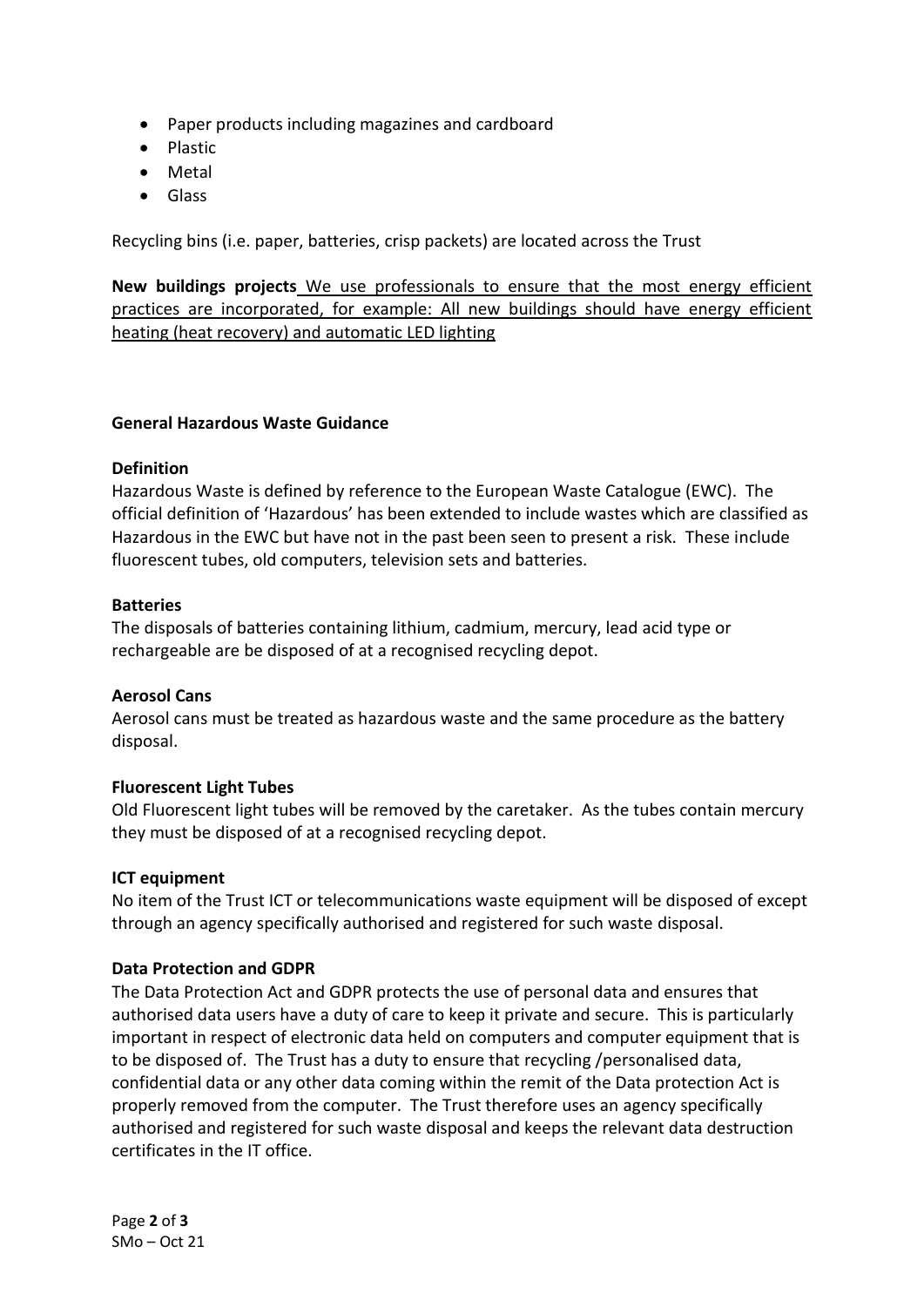- Paper products including magazines and cardboard
- Plastic
- Metal
- Glass

Recycling bins (i.e. paper, batteries, crisp packets) are located across the Trust

**New buildings projects** <u>We use professionals to ensure that the most energy efficient practices are incorporated, for example: All new buildings should have energy efficient heating (heat recovery) and automatic LED lighting</u>

**General Hazardous Waste Guidance**

**Definition**
Hazardous Waste is defined by reference to the European Waste Catalogue (EWC). The official definition of 'Hazardous' has been extended to include wastes which are classified as Hazardous in the EWC but have not in the past been seen to present a risk. These include fluorescent tubes, old computers, television sets and batteries.

**Batteries**
The disposals of batteries containing lithium, cadmium, mercury, lead acid type or rechargeable are be disposed of at a recognised recycling depot.

**Aerosol Cans**
Aerosol cans must be treated as hazardous waste and the same procedure as the battery disposal.

**Fluorescent Light Tubes**
Old Fluorescent light tubes will be removed by the caretaker. As the tubes contain mercury they must be disposed of at a recognised recycling depot.

**ICT equipment**
No item of the Trust ICT or telecommunications waste equipment will be disposed of except through an agency specifically authorised and registered for such waste disposal.

**Data Protection and GDPR**
The Data Protection Act and GDPR protects the use of personal data and ensures that authorised data users have a duty of care to keep it private and secure. This is particularly important in respect of electronic data held on computers and computer equipment that is to be disposed of. The Trust has a duty to ensure that recycling /personalised data, confidential data or any other data coming within the remit of the Data protection Act is properly removed from the computer. The Trust therefore uses an agency specifically authorised and registered for such waste disposal and keeps the relevant data destruction certificates in the IT office.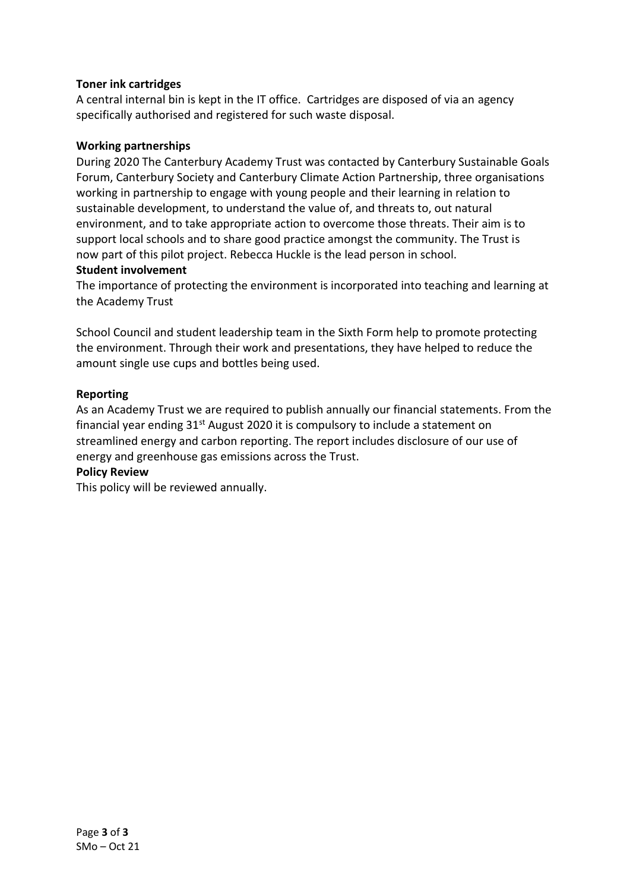**Toner ink cartridges**

A central internal bin is kept in the IT office. Cartridges are disposed of via an agency specifically authorised and registered for such waste disposal.

**Working partnerships**

During 2020 The Canterbury Academy Trust was contacted by Canterbury Sustainable Goals Forum, Canterbury Society and Canterbury Climate Action Partnership, three organisations working in partnership to engage with young people and their learning in relation to sustainable development, to understand the value of, and threats to, out natural environment, and to take appropriate action to overcome those threats. Their aim is to support local schools and to share good practice amongst the community. The Trust is now part of this pilot project. Rebecca Huckle is the lead person in school.

**Student involvement**

The importance of protecting the environment is incorporated into teaching and learning at the Academy Trust

School Council and student leadership team in the Sixth Form help to promote protecting the environment. Through their work and presentations, they have helped to reduce the amount single use cups and bottles being used.

**Reporting**

As an Academy Trust we are required to publish annually our financial statements. From the financial year ending 31st August 2020 it is compulsory to include a statement on streamlined energy and carbon reporting. The report includes disclosure of our use of energy and greenhouse gas emissions across the Trust.

**Policy Review**

This policy will be reviewed annually.

SMo – Oct 21